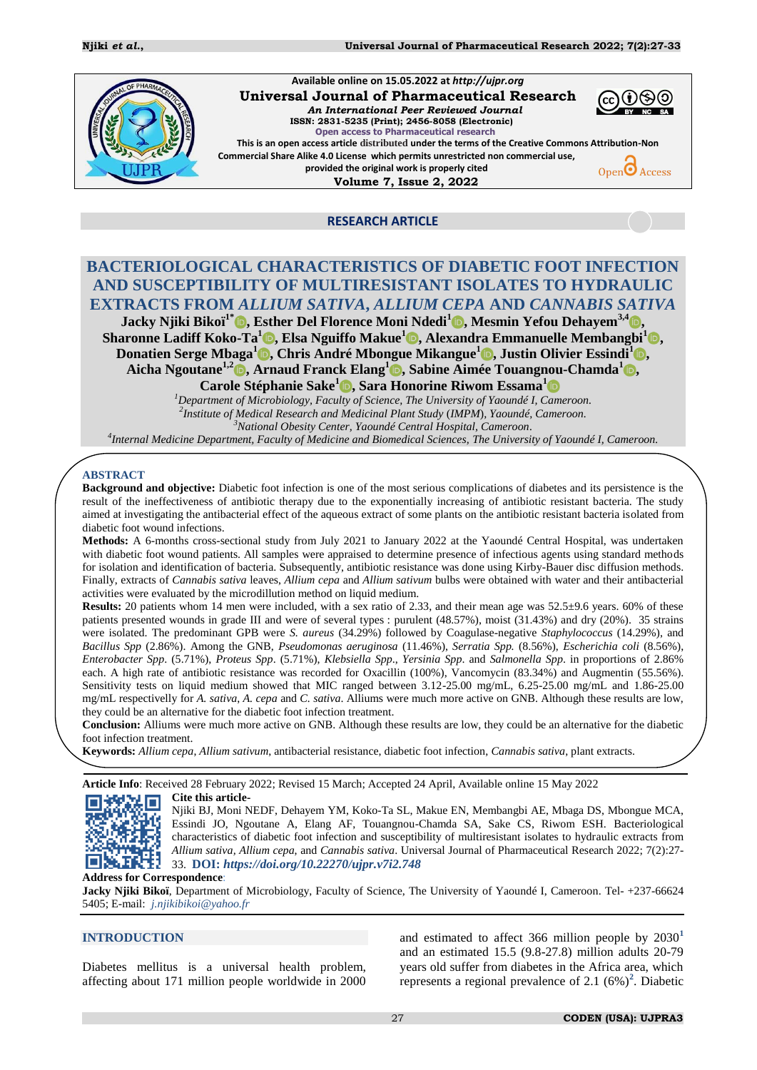Available online on 15.05.2022 at http://ujpr.org

**Universal Journal of Pharmaceutical Research**

*An International Peer Reviewed Journal*

ISSN: 2831-5235 (Print); 2456-8058 (Electronic)

Open access to Pharmaceutical research

This is an open access article distributed under the terms of the Creative Commons Attribution-Non Commercial Share Alike 4.0 License which permits unrestricted non commercial use, provided the original work is properly cited

**Volume 7, Issue 2, 2022**

**RESEARCH ARTICLE**

# BACTERIOLOGICAL CHARACTERISTICS OF DIABETIC FOOT INFECTION AND SUSCEPTIBILITY OF MULTIRESISTANT ISOLATES TO HYDRAULIC EXTRACTS FROM *ALLIUM SATIVA*, *ALLIUM CEPA* AND *CANNABIS SATIVA*

**Jacky Njiki Bikoï[1*], Esther Del Florence Moni Ndedi[1], Mesmin Yefou Dehayem[3,4], Sharonne Ladiff Koko-Ta[1], Elsa Nguiffo Makue[1], Alexandra Emmanuelle Membangbi[1], Donatien Serge Mbaga[1], Chris André Mbongue Mikangue[1], Justin Olivier Essindi[1], Aicha Ngoutane[1,2], Arnaud Franck Elang[1], Sabine Aimée Touangnou-Chamda[1], Carole Stéphanie Sake[1], Sara Honorine Riwom Essama[1]**

[1]*Department of Microbiology, Faculty of Science, The University of Yaoundé I, Cameroon.*

[2]*Institute of Medical Research and Medicinal Plant Study (IMPM), Yaoundé, Cameroon.*

[3]*National Obesity Center, Yaoundé Central Hospital, Cameroon.*

[4]*Internal Medicine Department, Faculty of Medicine and Biomedical Sciences, The University of Yaoundé I, Cameroon.*

## ABSTRACT

**Background and objective:** Diabetic foot infection is one of the most serious complications of diabetes and its persistence is the result of the ineffectiveness of antibiotic therapy due to the exponentially increasing of antibiotic resistant bacteria. The study aimed at investigating the antibacterial effect of the aqueous extract of some plants on the antibiotic resistant bacteria isolated from diabetic foot wound infections.

**Methods:** A 6-months cross-sectional study from July 2021 to January 2022 at the Yaoundé Central Hospital, was undertaken with diabetic foot wound patients. All samples were appraised to determine presence of infectious agents using standard methods for isolation and identification of bacteria. Subsequently, antibiotic resistance was done using Kirby-Bauer disc diffusion methods. Finally, extracts of *Cannabis sativa* leaves, *Allium cepa* and *Allium satvum* bulbs were obtained with water and their antibacterial activities were evaluated by the microdillution method on liquid medium.

**Results:** 20 patients whom 14 men were included, with a sex ratio of 2.33, and their mean age was 52.5±9.6 years. 60% of these patients presented wounds in grade III and were of several types : purulent (48.57%), moist (31.43%) and dry (20%). 35 strains were isolated. The predominant GPB were *S. aureus* (34.29%) followed by Coagulase-negative *Staphylococcus* (14.29%), and *Bacillus Spp* (2.86%). Among the GNB, *Pseudomonas aeruginosa* (11.46%), *Serratia Spp.* (8.56%), *Escherichia coli* (8.56%), *Enterobacter Spp*. (5.71%), *Proteus Spp*. (5.71%), *Klebsiella Spp*., *Yersinia Spp*. and *Salmonella Spp*. in proportions of 2.86% each. A high rate of antibiotic resistance was recorded for Oxacillin (100%), Vancomycin (83.34%) and Augmentin (55.56%). Sensitivity tests on liquid medium showed that MIC ranged between 3.12-25.00 mg/mL, 6.25-25.00 mg/mL and 1.86-25.00 mg/mL respectivelly for *A. sativa*, *A. cepa* and *C. sativa*. Alliums were much more active on GNB. Although these results are low, they could be an alternative for the diabetic foot infection treatment.

**Conclusion:** Alliums were much more active on GNB. Although these results are low, they could be an alternative for the diabetic foot infection treatment.

**Keywords:** *Allium cepa*, *Allium sativum*, antibacterial resistance, diabetic foot infection, *Cannabis sativa*, plant extracts.

**Article Info**: Received 28 February 2022; Revised 15 March; Accepted 24 April, Available online 15 May 2022

**Cite this article-**

Njiki BJ, Moni NEDF, Dehayem YM, Koko-Ta SL, Makue EN, Membangbi AE, Mbaga DS, Mbongue MCA, Essindi JO, Ngoutane A, Elang AF, Touangnou-Chamda SA, Sake CS, Riwom ESH. Bacteriological characteristics of diabetic foot infection and susceptibility of multiresistant isolates to hydraulic extracts from *Allium sativa*, *Allium cepa*, and *Cannabis sativa*. Universal Journal of Pharmaceutical Research 2022; 7(2):27-33. **DOI: *https://doi.org/10.22270/ujpr.v7i2.748***

**Address for Correspondence**:

**Jacky Njiki Bikoï**, Department of Microbiology, Faculty of Science, The University of Yaoundé I, Cameroon. Tel- +237-66624 5405; E-mail: *j.njikibikoi@yahoo.fr*

## INTRODUCTION

Diabetes mellitus is a universal health problem, affecting about 171 million people worldwide in 2000 and estimated to affect 366 million people by 2030[1] and an estimated 15.5 (9.8-27.8) million adults 20-79 years old suffer from diabetes in the Africa area, which represents a regional prevalence of 2.1 (6%)[2]. Diabetic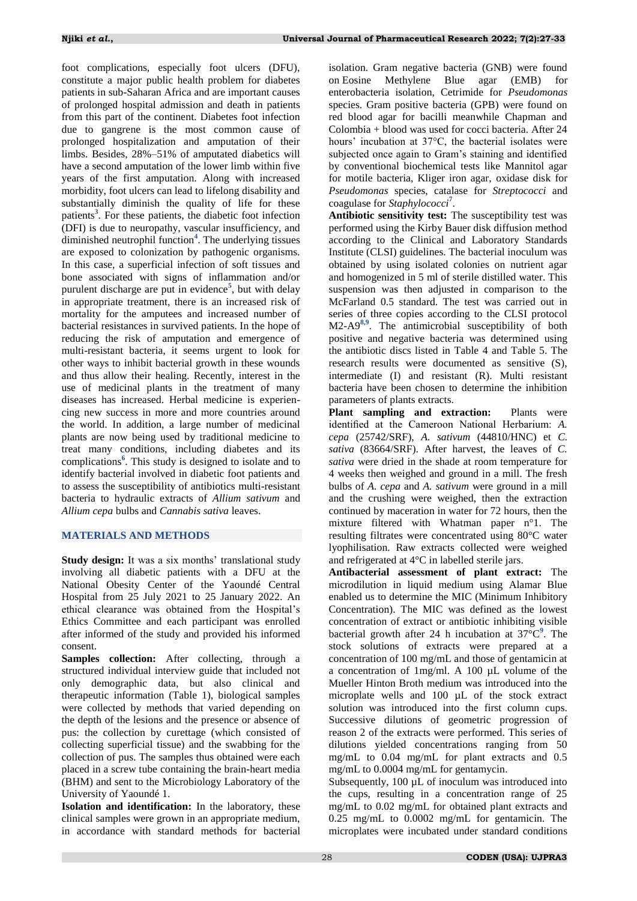foot complications, especially foot ulcers (DFU), constitute a major public health problem for diabetes patients in sub-Saharan Africa and are important causes of prolonged hospital admission and death in patients from this part of the continent. Diabetes foot infection due to gangrene is the most common cause of prolonged hospitalization and amputation of their limbs. Besides, 28%–51% of amputated diabetics will have a second amputation of the lower limb within five years of the first amputation. Along with increased morbidity, foot ulcers can lead to lifelong disability and substantially diminish the quality of life for these patients[3]. For these patients, the diabetic foot infection (DFI) is due to neuropathy, vascular insufficiency, and diminished neutrophil function[4]. The underlying tissues are exposed to colonization by pathogenic organisms. In this case, a superficial infection of soft tissues and bone associated with signs of inflammation and/or purulent discharge are put in evidence[5], but with delay in appropriate treatment, there is an increased risk of mortality for the amputees and increased number of bacterial resistances in survived patients. In the hope of reducing the risk of amputation and emergence of multi-resistant bacteria, it seems urgent to look for other ways to inhibit bacterial growth in these wounds and thus allow their healing. Recently, interest in the use of medicinal plants in the treatment of many diseases has increased. Herbal medicine is experiencing new success in more and more countries around the world. In addition, a large number of medicinal plants are now being used by traditional medicine to treat many conditions, including diabetes and its complications[6]. This study is designed to isolate and to identify bacterial involved in diabetic foot patients and to assess the susceptibility of antibiotics multi-resistant bacteria to hydraulic extracts of *Allium sativum* and *Allium cepa* bulbs and *Cannabis sativa* leaves.

## MATERIALS AND METHODS

**Study design:** It was a six months' translational study involving all diabetic patients with a DFU at the National Obesity Center of the Yaoundé Central Hospital from 25 July 2021 to 25 January 2022. An ethical clearance was obtained from the Hospital's Ethics Committee and each participant was enrolled after informed of the study and provided his informed consent.

**Samples collection:** After collecting, through a structured individual interview guide that included not only demographic data, but also clinical and therapeutic information (Table 1), biological samples were collected by methods that varied depending on the depth of the lesions and the presence or absence of pus: the collection by curettage (which consisted of collecting superficial tissue) and the swabbing for the collection of pus. The samples thus obtained were each placed in a screw tube containing the brain-heart media (BHM) and sent to the Microbiology Laboratory of the University of Yaoundé 1.

**Isolation and identification:** In the laboratory, these clinical samples were grown in an appropriate medium, in accordance with standard methods for bacterial isolation. Gram negative bacteria (GNB) were found on Eosine Methylene Blue agar (EMB) for enterobacteria isolation, Cetrimide for *Pseudomonas* species. Gram positive bacteria (GPB) were found on red blood agar for bacilli meanwhile Chapman and Colombia + blood was used for cocci bacteria. After 24 hours' incubation at 37°C, the bacterial isolates were subjected once again to Gram's staining and identified by conventional biochemical tests like Mannitol agar for motile bacteria, Kliger iron agar, oxidase disk for *Pseudomonas* species, catalase for *Streptococci* and coagulase for *Staphylococci*[7].

**Antibiotic sensitivity test:** The susceptibility test was performed using the Kirby Bauer disk diffusion method according to the Clinical and Laboratory Standards Institute (CLSI) guidelines. The bacterial inoculum was obtained by using isolated colonies on nutrient agar and homogenized in 5 ml of sterile distilled water. This suspension was then adjusted in comparison to the McFarland 0.5 standard. The test was carried out in series of three copies according to the CLSI protocol M2-A9[8,9]. The antimicrobial susceptibility of both positive and negative bacteria was determined using the antibiotic discs listed in Table 4 and Table 5. The research results were documented as sensitive (S), intermediate (I) and resistant (R). Multi resistant bacteria have been chosen to determine the inhibition parameters of plants extracts.

**Plant sampling and extraction:** Plants were identified at the Cameroon National Herbarium: *A. cepa* (25742/SRF), *A. sativum* (44810/HNC) et *C. sativa* (83664/SRF). After harvest, the leaves of *C. sativa* were dried in the shade at room temperature for 4 weeks then weighed and ground in a mill. The fresh bulbs of *A. cepa* and *A. sativum* were ground in a mill and the crushing were weighed, then the extraction continued by maceration in water for 72 hours, then the mixture filtered with Whatman paper n°1. The resulting filtrates were concentrated using 80°C water lyophilisation. Raw extracts collected were weighed and refrigerated at 4°C in labelled sterile jars.

**Antibacterial assessment of plant extract:** The microdilution in liquid medium using Alamar Blue enabled us to determine the MIC (Minimum Inhibitory Concentration). The MIC was defined as the lowest concentration of extract or antibiotic inhibiting visible bacterial growth after 24 h incubation at 37°C[9]. The stock solutions of extracts were prepared at a concentration of 100 mg/mL and those of gentamicin at a concentration of 1mg/ml. A 100 µL volume of the Mueller Hinton Broth medium was introduced into the microplate wells and 100 µL of the stock extract solution was introduced into the first column cups. Successive dilutions of geometric progression of reason 2 of the extracts were performed. This series of dilutions yielded concentrations ranging from 50 mg/mL to 0.04 mg/mL for plant extracts and 0.5 mg/mL to 0.0004 mg/mL for gentamycin.

Subsequently, 100 µL of inoculum was introduced into the cups, resulting in a concentration range of 25 mg/mL to 0.02 mg/mL for obtained plant extracts and 0.25 mg/mL to 0.0002 mg/mL for gentamicin. The microplates were incubated under standard conditions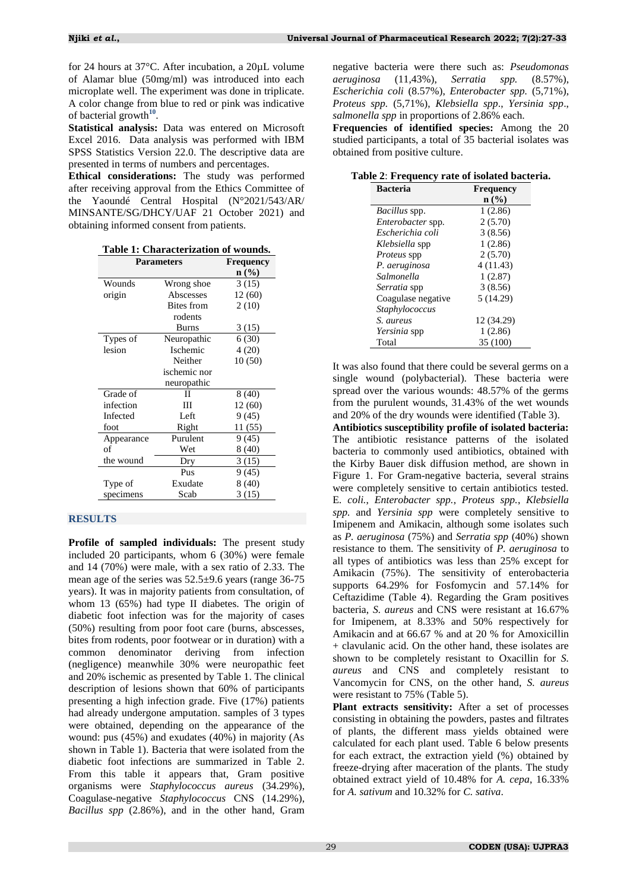for 24 hours at 37°C. After incubation, a 20µL volume of Alamar blue (50mg/ml) was introduced into each microplate well. The experiment was done in triplicate. A color change from blue to red or pink was indicative of bacterial growth[10].

**Statistical analysis:** Data was entered on Microsoft Excel 2016. Data analysis was performed with IBM SPSS Statistics Version 22.0. The descriptive data are presented in terms of numbers and percentages.

**Ethical considerations:** The study was performed after receiving approval from the Ethics Committee of the Yaoundé Central Hospital (N°2021/543/AR/ MINSANTE/SG/DHCY/UAF 21 October 2021) and obtaining informed consent from patients.

**Table 1: Characterization of wounds.**

| Parameters | | Frequency n (%) |
|---|---|---|
| Wounds origin | Wrong shoe | 3 (15) |
| | Abscesses | 12 (60) |
| | Bites from rodents | 2 (10) |
| | Burns | 3 (15) |
| Types of lesion | Neuropathic | 6 (30) |
| | Ischemic | 4 (20) |
| | Neither ischemic nor neuropathic | 10 (50) |
| Grade of infection | II | 8 (40) |
| | III | 12 (60) |
| Infected foot | Left | 9 (45) |
| | Right | 11 (55) |
| Appearance of the wound | Purulent | 9 (45) |
| | Wet | 8 (40) |
| | Dry | 3 (15) |
| Type of specimens | Pus | 9 (45) |
| | Exudate | 8 (40) |
| | Scab | 3 (15) |

## RESULTS

**Profile of sampled individuals:** The present study included 20 participants, whom 6 (30%) were female and 14 (70%) were male, with a sex ratio of 2.33. The mean age of the series was 52.5±9.6 years (range 36-75 years). It was in majority patients from consultation, of whom 13 (65%) had type II diabetes. The origin of diabetic foot infection was for the majority of cases (50%) resulting from poor foot care (burns, abscesses, bites from rodents, poor footwear or in duration) with a common denominator deriving from infection (negligence) meanwhile 30% were neuropathic feet and 20% ischemic as presented by Table 1. The clinical description of lesions shown that 60% of participants presenting a high infection grade. Five (17%) patients had already undergone amputation. samples of 3 types were obtained, depending on the appearance of the wound: pus (45%) and exudates (40%) in majority (As shown in Table 1). Bacteria that were isolated from the diabetic foot infections are summarized in Table 2. From this table it appears that, Gram positive organisms were *Staphylococcus aureus* (34.29%), Coagulase-negative *Staphylococcus* CNS (14.29%), *Bacillus spp* (2.86%), and in the other hand, Gram negative bacteria were there such as: *Pseudomonas aeruginosa* (11,43%), *Serratia spp.* (8.57%), *Escherichia coli* (8.57%), *Enterobacter spp.* (5,71%), *Proteus spp.* (5,71%), *Klebsiella spp*., *Yersinia spp*., *salmonella spp* in proportions of 2.86% each.

**Frequencies of identified species:** Among the 20 studied participants, a total of 35 bacterial isolates was obtained from positive culture.

**Table 2: Frequency rate of isolated bacteria.**

| Bacteria | Frequency n (%) |
|---|---|
| *Bacillus* spp. | 1 (2.86) |
| *Enterobacter* spp. | 2 (5.70) |
| *Escherichia coli* | 3 (8.56) |
| *Klebsiella* spp | 1 (2.86) |
| *Proteus* spp | 2 (5.70) |
| *P. aeruginosa* | 4 (11.43) |
| *Salmonella* | 1 (2.87) |
| *Serratia* spp | 3 (8.56) |
| Coagulase negative *Staphylococcus* | 5 (14.29) |
| *S. aureus* | 12 (34.29) |
| *Yersinia* spp | 1 (2.86) |
| Total | 35 (100) |

It was also found that there could be several germs on a single wound (polybacterial). These bacteria were spread over the various wounds: 48.57% of the germs from the purulent wounds, 31.43% of the wet wounds and 20% of the dry wounds were identified (Table 3).

**Antibiotics susceptibility profile of isolated bacteria:** The antibiotic resistance patterns of the isolated bacteria to commonly used antibiotics, obtained with the Kirby Bauer disk diffusion method, are shown in Figure 1. For Gram-negative bacteria, several strains were completely sensitive to certain antibiotics tested. E*. coli., Enterobacter spp.*, *Proteus spp.*, *Klebsiella spp.* and *Yersinia spp* were completely sensitive to Imipenem and Amikacin, although some isolates such as *P. aeruginosa* (75%) and *Serratia spp* (40%) shown resistance to them. The sensitivity of *P. aeruginosa* to all types of antibiotics was less than 25% except for Amikacin (75%). The sensitivity of enterobacteria supports 64.29% for Fosfomycin and 57.14% for Ceftazidime (Table 4). Regarding the Gram positives bacteria, *S. aureus* and CNS were resistant at 16.67% for Imipenem, at 8.33% and 50% respectively for Amikacin and at 66.67 % and at 20 % for Amoxicillin + clavulanic acid. On the other hand, these isolates are shown to be completely resistant to Oxacillin for *S. aureus* and CNS and completely resistant to Vancomycin for CNS, on the other hand, *S. aureus* were resistant to 75% (Table 5).

**Plant extracts sensitivity:** After a set of processes consisting in obtaining the powders, pastes and filtrates of plants, the different mass yields obtained were calculated for each plant used. Table 6 below presents for each extract, the extraction yield (%) obtained by freeze-drying after maceration of the plants. The study obtained extract yield of 10.48% for *A. cepa*, 16.33% for *A. sativum* and 10.32% for *C. sativa*.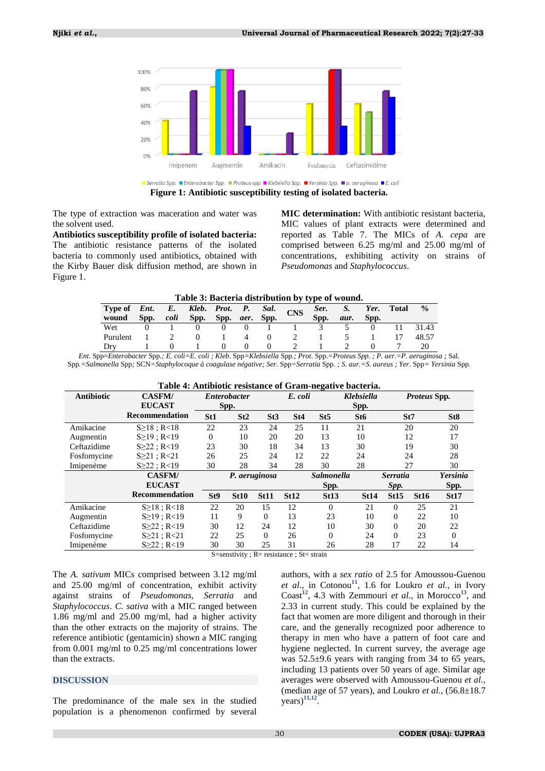Figure 1: Antibiotic susceptibility testing of isolated bacteria.

The type of extraction was maceration and water was the solvent used.

**Antibiotics susceptibility profile of isolated bacteria:** The antibiotic resistance patterns of the isolated bacteria to commonly used antibiotics, obtained with the Kirby Bauer disk diffusion method, are shown in Figure 1.

**MIC determination:** With antibiotic resistant bacteria, MIC values of plant extracts were determined and reported as Table 7. The MICs of *A. cepa* are comprised between 6.25 mg/ml and 25.00 mg/ml of concentrations, exhibiting activity on strains of *Pseudomonas* and *Staphylococcus*.

**Table 3: Bacteria distribution by type of wound.**

| Type of wound | *Ent.* Spp. | *E. coli* | *Kleb.* Spp. | *Prot.* Spp. | *P. aer.* | *Sal.* Spp. | CNS | *Ser.* Spp. | *S. aur.* | *Yer.* Spp. | Total | % |
|---|---|---|---|---|---|---|---|---|---|---|---|---|
| Wet | 0 | 1 | 0 | 0 | 0 | 1 | 1 | 3 | 5 | 0 | 11 | 31.43 |
| Purulent | 1 | 2 | 0 | 1 | 4 | 0 | 2 | 1 | 5 | 1 | 17 | 48.57 |
| Dry | 1 | 0 | 1 | 0 | 0 | 0 | 2 | 1 | 2 | 0 | 7 | 20 |

*Ent.* Spp=*Enterobacter* Spp.; *E. coli*=*E. coli* ; *Kleb.* Spp=*Klebsiella* Spp.; *Prot.* Spp.=*Proteus Spp.* ; *P. aer.*=*P. aeruginosa* ; Sal. Spp.=*Salmonella* Spp; SCN=*Staphylocoque à coagulase négative*; *Ser.* Spp=*Serratia* Spp. ; *S. aur.*=*S. aureus* ; *Yer.* Spp= *Yersinia* Spp.

**Table 4: Antibiotic resistance of Gram-negative bacteria.**

| Antibiotic | CASFM/ EUCAST Recommendation | *Enterobacter* Spp. | | | *E. coli* | | *Klebsiella* Spp. | *Proteus* Spp. | |
|---|---|---|---|---|---|---|---|---|---|
| | | St1 | St2 | St3 | St4 | St5 | St6 | St7 | St8 |
| Amikacine | S≥18 ; R<18 | 22 | 23 | 24 | 25 | 11 | 21 | 20 | 20 |
| Augmentin | S≥19 ; R<19 | 0 | 10 | 20 | 20 | 10 | 10 | 12 | 17 |
| Ceftazidime | S≥22 ; R<19 | 23 | 30 | 18 | 34 | 13 | 30 | 19 | 30 |
| Fosfomycine | S≥21 ; R<21 | 26 | 25 | 24 | 12 | 22 | 24 | 24 | 28 |
| Imipenème | S≥22 ; R<19 | 30 | 28 | 34 | 28 | 30 | 28 | 27 | 30 |
| | **CASFM/ EUCAST Recommendation** | ***P. aeruginosa*** | | | | ***Salmonella* Spp.** | ***Serratia* Spp.** | | ***Yersinia* Spp.** |
| | | **St9** | **St10** | **St11** | **St12** | **St13** | **St14** | **St15** | **St16** | **St17** |
| Amikacine | S≥18 ; R<18 | 22 | 20 | 15 | 12 | 0 | 21 | 0 | 25 | 21 |
| Augmentin | S≥19 ; R<19 | 11 | 9 | 0 | 13 | 23 | 10 | 0 | 22 | 10 |
| Ceftazidime | S≥22 ; R<19 | 30 | 12 | 24 | 12 | 10 | 30 | 0 | 20 | 22 |
| Fosfomycine | S≥21 ; R<21 | 22 | 25 | 0 | 26 | 0 | 24 | 0 | 23 | 0 |
| Imipenème | S≥22 ; R<19 | 30 | 30 | 25 | 31 | 26 | 28 | 17 | 22 | 14 |

S=senstivity ; R= resistance ; St= strain

The *A. sativum* MICs comprised between 3.12 mg/ml and 25.00 mg/ml of concentration, exhibit activity against strains of *Pseudomonas*, *Serratia* and *Staphylococcus*. *C. sativa* with a MIC ranged between 1.86 mg/ml and 25.00 mg/ml, had a higher activity than the other extracts on the majority of strains. The reference antibiotic (gentamicin) shown a MIC ranging from 0.001 mg/ml to 0.25 mg/ml concentrations lower than the extracts.

## DISCUSSION

The predominance of the male sex in the studied population is a phenomenon confirmed by several authors, with a *sex ratio* of 2.5 for Amoussou-Guenou *et al.*, in Cotonou[11], 1.6 for Loukro *et al.*, in Ivory Coast[12], 4.3 with Zemmouri *et al.*, in Morocco[13], and 2.33 in current study. This could be explained by the fact that women are more diligent and thorough in their care, and the generally recognized poor adherence to therapy in men who have a pattern of foot care and hygiene neglected. In current survey, the average age was 52.5±9.6 years with ranging from 34 to 65 years, including 13 patients over 50 years of age. Similar age averages were observed with Amoussou-Guenou *et al.*, (median age of 57 years), and Loukro *et al.*, (56.8±18.7 years)[11,12].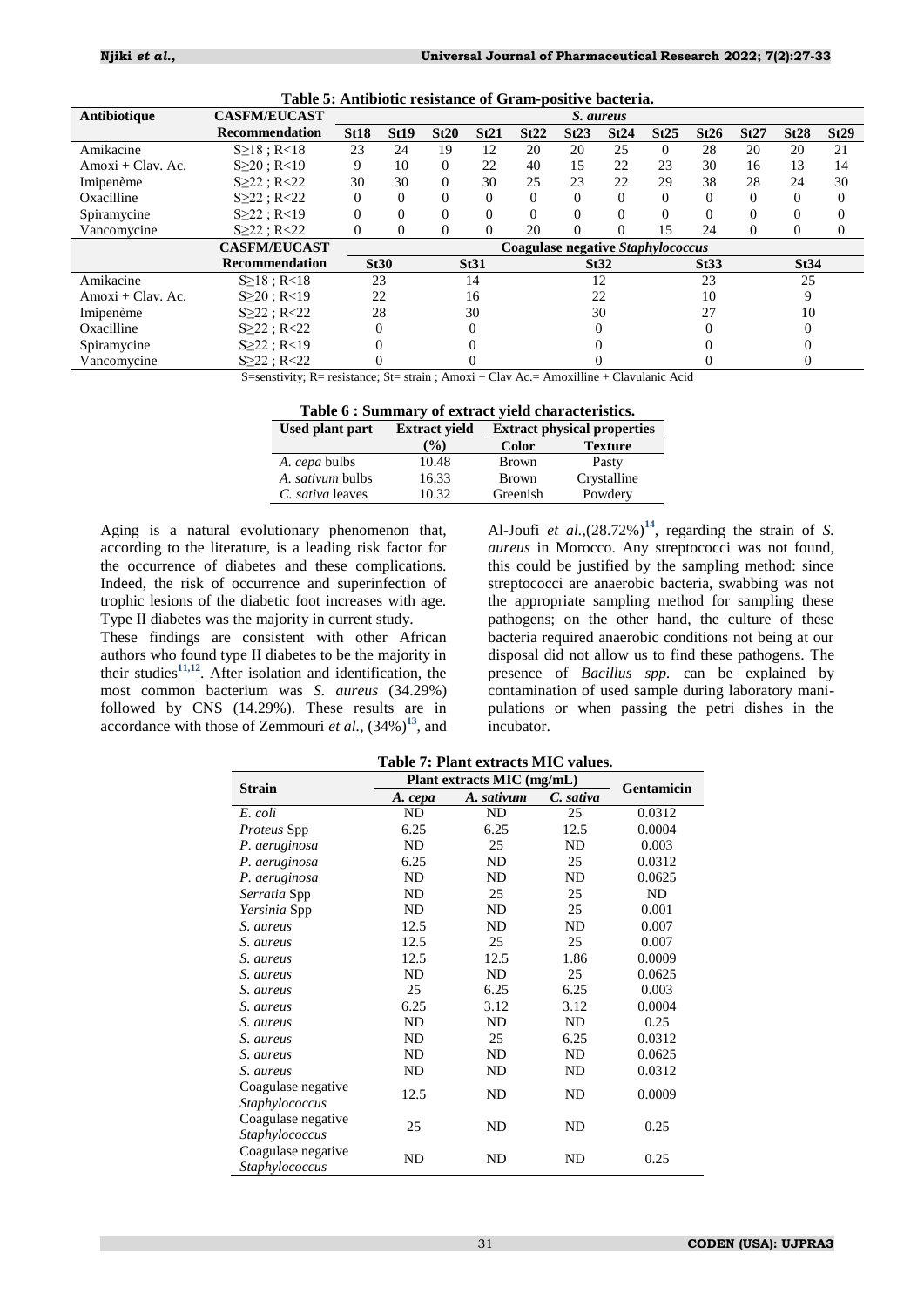**Table 5: Antibiotic resistance of Gram-positive bacteria.**

| Antibiotique | CASFM/EUCAST Recommendation | *S. aureus* | | | | | | | | | | | |
|---|---|---|---|---|---|---|---|---|---|---|---|---|---|
| | | St18 | St19 | St20 | St21 | St22 | St23 | St24 | St25 | St26 | St27 | St28 | St29 |
| Amikacine | S≥18 ; R<18 | 23 | 24 | 19 | 12 | 20 | 20 | 25 | 0 | 28 | 20 | 20 | 21 |
| Amoxi + Clav. Ac. | S≥20 ; R<19 | 9 | 10 | 0 | 22 | 40 | 15 | 22 | 23 | 30 | 16 | 13 | 14 |
| Imipenème | S≥22 ; R<22 | 30 | 30 | 0 | 30 | 25 | 23 | 22 | 29 | 38 | 28 | 24 | 30 |
| Oxacilline | S≥22 ; R<22 | 0 | 0 | 0 | 0 | 0 | 0 | 0 | 0 | 0 | 0 | 0 | 0 |
| Spiramycine | S≥22 ; R<19 | 0 | 0 | 0 | 0 | 0 | 0 | 0 | 0 | 0 | 0 | 0 | 0 |
| Vancomycine | S≥22 ; R<22 | 0 | 0 | 0 | 0 | 20 | 0 | 0 | 15 | 24 | 0 | 0 | 0 |

| Antibiotique | CASFM/EUCAST Recommendation | Coagulase negative *Staphylococcus* | | | | |
|---|---|---|---|---|---|---|
| | | St30 | St31 | St32 | St33 | St34 |
| Amikacine | S≥18 ; R<18 | 23 | 14 | 12 | 23 | 25 |
| Amoxi + Clav. Ac. | S≥20 ; R<19 | 22 | 16 | 22 | 10 | 9 |
| Imipenème | S≥22 ; R<22 | 28 | 30 | 30 | 27 | 10 |
| Oxacilline | S≥22 ; R<22 | 0 | 0 | 0 | 0 | 0 |
| Spiramycine | S≥22 ; R<19 | 0 | 0 | 0 | 0 | 0 |
| Vancomycine | S≥22 ; R<22 | 0 | 0 | 0 | 0 | 0 |

S=senstivity; R= resistance; St= strain ; Amoxi + Clav Ac.= Amoxilline + Clavulanic Acid

**Table 6 : Summary of extract yield characteristics.**

| Used plant part | Extract yield (%) | Extract physical properties | |
|---|---|---|---|
| | | Color | Texture |
| *A. cepa* bulbs | 10.48 | Brown | Pasty |
| *A. sativum* bulbs | 16.33 | Brown | Crystalline |
| *C. sativa* leaves | 10.32 | Greenish | Powdery |

Aging is a natural evolutionary phenomenon that, according to the literature, is a leading risk factor for the occurrence of diabetes and these complications. Indeed, the risk of occurrence and superinfection of trophic lesions of the diabetic foot increases with age. Type II diabetes was the majority in current study.

These findings are consistent with other African authors who found type II diabetes to be the majority in their studies[11,12]. After isolation and identification, the most common bacterium was *S. aureus* (34.29%) followed by CNS (14.29%). These results are in accordance with those of Zemmouri *et al.*, (34%)[13], and Al-Joufi *et al.*,(28.72%)[14], regarding the strain of *S. aureus* in Morocco. Any streptococci was not found, this could be justified by the sampling method: since streptococci are anaerobic bacteria, swabbing was not the appropriate sampling method for sampling these pathogens; on the other hand, the culture of these bacteria required anaerobic conditions not being at our disposal did not allow us to find these pathogens. The presence of *Bacillus spp.* can be explained by contamination of used sample during laboratory manipulations or when passing the petri dishes in the incubator.

**Table 7: Plant extracts MIC values.**

| Strain | Plant extracts MIC (mg/mL) | | | Gentamicin |
|---|---|---|---|---|
| | *A. cepa* | *A. sativum* | *C. sativa* | |
| *E. coli* | ND | ND | 25 | 0.0312 |
| *Proteus* Spp | 6.25 | 6.25 | 12.5 | 0.0004 |
| *P. aeruginosa* | ND | 25 | ND | 0.003 |
| *P. aeruginosa* | 6.25 | ND | 25 | 0.0312 |
| *P. aeruginosa* | ND | ND | ND | 0.0625 |
| *Serratia* Spp | ND | 25 | 25 | ND |
| *Yersinia* Spp | ND | ND | 25 | 0.001 |
| *S. aureus* | 12.5 | ND | ND | 0.007 |
| *S. aureus* | 12.5 | 25 | 25 | 0.007 |
| *S. aureus* | 12.5 | 12.5 | 1.86 | 0.0009 |
| *S. aureus* | ND | ND | 25 | 0.0625 |
| *S. aureus* | 25 | 6.25 | 6.25 | 0.003 |
| *S. aureus* | 6.25 | 3.12 | 3.12 | 0.0004 |
| *S. aureus* | ND | ND | ND | 0.25 |
| *S. aureus* | ND | 25 | 6.25 | 0.0312 |
| *S. aureus* | ND | ND | ND | 0.0625 |
| *S. aureus* | ND | ND | ND | 0.0312 |
| Coagulase negative *Staphylococcus* | 12.5 | ND | ND | 0.0009 |
| Coagulase negative *Staphylococcus* | 25 | ND | ND | 0.25 |
| Coagulase negative *Staphylococcus* | ND | ND | ND | 0.25 |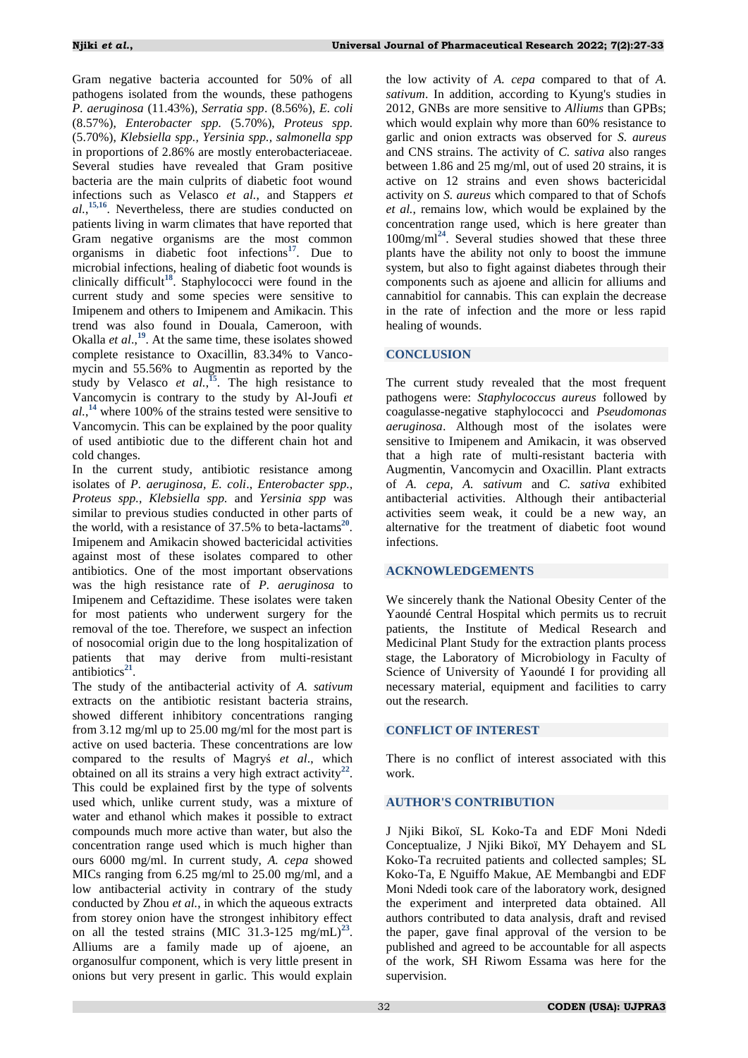Gram negative bacteria accounted for 50% of all pathogens isolated from the wounds, these pathogens *P. aeruginosa* (11.43%), *Serratia spp*. (8.56%), *E. coli* (8.57%), *Enterobacter spp.* (5.70%), *Proteus spp.* (5.70%), *Klebsiella spp., Yersinia spp., salmonella spp* in proportions of 2.86% are mostly enterobacteriaceae. Several studies have revealed that Gram positive bacteria are the main culprits of diabetic foot wound infections such as Velasco *et al.*, and Stappers *et al.*,[15,16]. Nevertheless, there are studies conducted on patients living in warm climates that have reported that Gram negative organisms are the most common organisms in diabetic foot infections[17]. Due to microbial infections, healing of diabetic foot wounds is clinically difficult[18]. Staphylococci were found in the current study and some species were sensitive to Imipenem and others to Imipenem and Amikacin. This trend was also found in Douala, Cameroon, with Okalla *et al*.,[19]. At the same time, these isolates showed complete resistance to Oxacillin, 83.34% to Vancomycin and 55.56% to Augmentin as reported by the study by Velasco *et al.*,[15]. The high resistance to Vancomycin is contrary to the study by Al-Joufi *et al.*,[14] where 100% of the strains tested were sensitive to Vancomycin. This can be explained by the poor quality of used antibiotic due to the different chain hot and cold changes.

In the current study, antibiotic resistance among isolates of *P. aeruginosa, E. coli*., *Enterobacter spp., Proteus spp.*, *Klebsiella spp.* and *Yersinia spp* was similar to previous studies conducted in other parts of the world, with a resistance of 37.5% to beta-lactams[20]. Imipenem and Amikacin showed bactericidal activities against most of these isolates compared to other antibiotics. One of the most important observations was the high resistance rate of *P. aeruginosa* to Imipenem and Ceftazidime. These isolates were taken for most patients who underwent surgery for the removal of the toe. Therefore, we suspect an infection of nosocomial origin due to the long hospitalization of patients that may derive from multi-resistant antibiotics[21].

The study of the antibacterial activity of *A. sativum* extracts on the antibiotic resistant bacteria strains, showed different inhibitory concentrations ranging from 3.12 mg/ml up to 25.00 mg/ml for the most part is active on used bacteria. These concentrations are low compared to the results of Magryś *et al*., which obtained on all its strains a very high extract activity[22]. This could be explained first by the type of solvents used which, unlike current study, was a mixture of water and ethanol which makes it possible to extract compounds much more active than water, but also the concentration range used which is much higher than ours 6000 mg/ml. In current study, *A. cepa* showed MICs ranging from 6.25 mg/ml to 25.00 mg/ml, and a low antibacterial activity in contrary of the study conducted by Zhou *et al.*, in which the aqueous extracts from storey onion have the strongest inhibitory effect on all the tested strains (MIC 31.3-125 mg/mL)[23]. Alliums are a family made up of ajoene, an organosulfur component, which is very little present in onions but very present in garlic. This would explain the low activity of *A. cepa* compared to that of *A. sativum*. In addition, according to Kyung's studies in 2012, GNBs are more sensitive to *Alliums* than GPBs; which would explain why more than 60% resistance to garlic and onion extracts was observed for *S. aureus* and CNS strains. The activity of *C. sativa* also ranges between 1.86 and 25 mg/ml, out of used 20 strains, it is active on 12 strains and even shows bactericidal activity on *S. aureus* which compared to that of Schofs *et al.*, remains low, which would be explained by the concentration range used, which is here greater than 100mg/ml[24]. Several studies showed that these three plants have the ability not only to boost the immune system, but also to fight against diabetes through their components such as ajoene and allicin for alliums and cannabitiol for cannabis. This can explain the decrease in the rate of infection and the more or less rapid healing of wounds.

## CONCLUSION

The current study revealed that the most frequent pathogens were: *Staphylococcus aureus* followed by coagulasse-negative staphylococci and *Pseudomonas aeruginosa*. Although most of the isolates were sensitive to Imipenem and Amikacin, it was observed that a high rate of multi-resistant bacteria with Augmentin, Vancomycin and Oxacillin. Plant extracts of *A. cepa, A. sativum* and *C. sativa* exhibited antibacterial activities. Although their antibacterial activities seem weak, it could be a new way, an alternative for the treatment of diabetic foot wound infections.

## ACKNOWLEDGEMENTS

We sincerely thank the National Obesity Center of the Yaoundé Central Hospital which permits us to recruit patients, the Institute of Medical Research and Medicinal Plant Study for the extraction plants process stage, the Laboratory of Microbiology in Faculty of Science of University of Yaoundé I for providing all necessary material, equipment and facilities to carry out the research.

## CONFLICT OF INTEREST

There is no conflict of interest associated with this work.

## AUTHOR'S CONTRIBUTION

J Njiki Bikoï, SL Koko-Ta and EDF Moni Ndedi Conceptualize, J Njiki Bikoï, MY Dehayem and SL Koko-Ta recruited patients and collected samples; SL Koko-Ta, E Nguiffo Makue, AE Membangbi and EDF Moni Ndedi took care of the laboratory work, designed the experiment and interpreted data obtained. All authors contributed to data analysis, draft and revised the paper, gave final approval of the version to be published and agreed to be accountable for all aspects of the work, SH Riwom Essama was here for the supervision.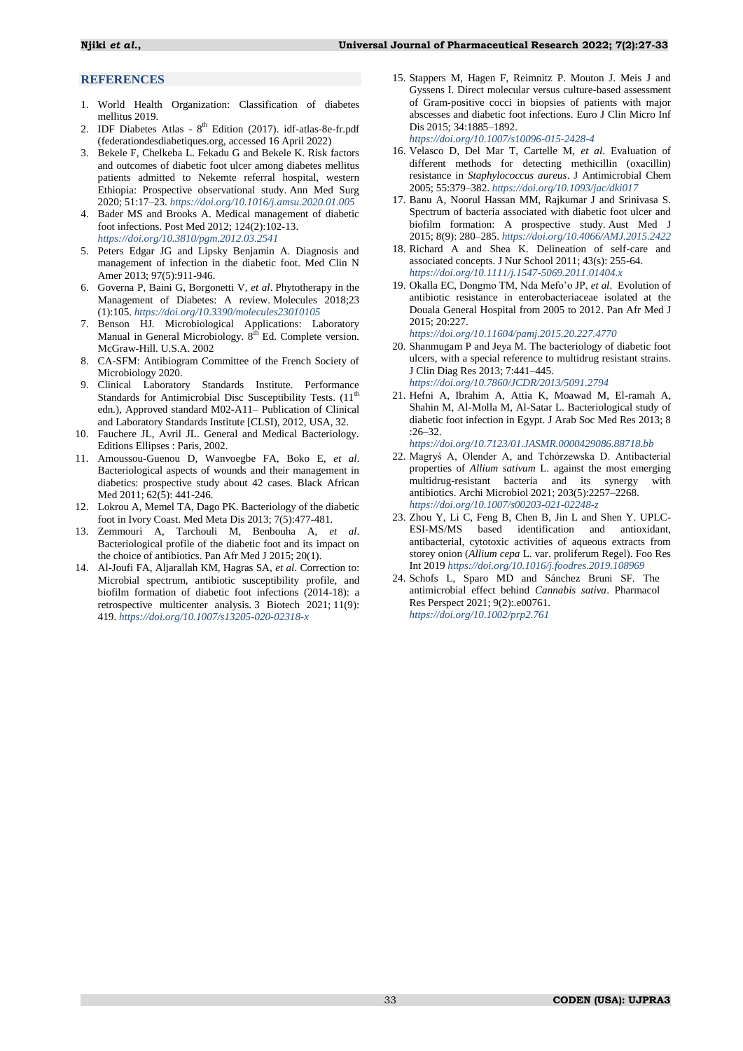## REFERENCES

1. World Health Organization: Classification of diabetes mellitus 2019.
2. IDF Diabetes Atlas - 8th Edition (2017). idf-atlas-8e-fr.pdf (federationdesdiabetiques.org, accessed 16 April 2022)
3. Bekele F, Chelkeba L. Fekadu G and Bekele K. Risk factors and outcomes of diabetic foot ulcer among diabetes mellitus patients admitted to Nekemte referral hospital, western Ethiopia: Prospective observational study. Ann Med Surg 2020; 51:17–23. *https://doi.org/10.1016/j.amsu.2020.01.005*
4. Bader MS and Brooks A. Medical management of diabetic foot infections. Post Med 2012; 124(2):102-13. *https://doi.org/10.3810/pgm.2012.03.2541*
5. Peters Edgar JG and Lipsky Benjamin A. Diagnosis and management of infection in the diabetic foot. Med Clin N Amer 2013; 97(5):911-946.
6. Governa P, Baini G, Borgonetti V, *et al*. Phytotherapy in the Management of Diabetes: A review. Molecules 2018;23 (1):105. *https://doi.org/10.3390/molecules23010105*
7. Benson HJ. Microbiological Applications: Laboratory Manual in General Microbiology. 8th Ed. Complete version. McGraw-Hill. U.S.A. 2002
8. CA-SFM: Antibiogram Committee of the French Society of Microbiology 2020.
9. Clinical Laboratory Standards Institute. Performance Standards for Antimicrobial Disc Susceptibility Tests. (11th edn.), Approved standard M02-A11– Publication of Clinical and Laboratory Standards Institute [CLSI), 2012, USA, 32.
10. Fauchere JL, Avril JL. General and Medical Bacteriology. Editions Ellipses : Paris, 2002.
11. Amoussou-Guenou D, Wanvoegbe FA, Boko E, *et al*. Bacteriological aspects of wounds and their management in diabetics: prospective study about 42 cases. Black African Med 2011; 62(5): 441-246.
12. Lokrou A, Memel TA, Dago PK. Bacteriology of the diabetic foot in Ivory Coast. Med Meta Dis 2013; 7(5):477-481.
13. Zemmouri A, Tarchouli M, Benbouha A, *et al*. Bacteriological profile of the diabetic foot and its impact on the choice of antibiotics. Pan Afr Med J 2015; 20(1).
14. Al-Joufi FA, Aljarallah KM, Hagras SA, *et al*. Correction to: Microbial spectrum, antibiotic susceptibility profile, and biofilm formation of diabetic foot infections (2014-18): a retrospective multicenter analysis. 3 Biotech 2021; 11(9): 419. *https://doi.org/10.1007/s13205-020-02318-x*
15. Stappers M, Hagen F, Reimnitz P. Mouton J. Meis J and Gyssens I. Direct molecular versus culture-based assessment of Gram-positive cocci in biopsies of patients with major abscesses and diabetic foot infections. Euro J Clin Micro Inf Dis 2015; 34:1885–1892. *https://doi.org/10.1007/s10096-015-2428-4*
16. Velasco D, Del Mar T, Cartelle M, *et al*. Evaluation of different methods for detecting methicillin (oxacillin) resistance in *Staphylococcus aureus*. J Antimicrobial Chem 2005; 55:379–382. *https://doi.org/10.1093/jac/dki017*
17. Banu A, Noorul Hassan MM, Rajkumar J and Srinivasa S. Spectrum of bacteria associated with diabetic foot ulcer and biofilm formation: A prospective study. Aust Med J 2015; 8(9): 280–285. *https://doi.org/10.4066/AMJ.2015.2422*
18. Richard A and Shea K. Delineation of self-care and associated concepts. J Nur School 2011; 43(s): 255-64. *https://doi.org/10.1111/j.1547-5069.2011.01404.x*
19. Okalla EC, Dongmo TM, Nda Mefo'o JP, *et al*. Evolution of antibiotic resistance in enterobacteriaceae isolated at the Douala General Hospital from 2005 to 2012. Pan Afr Med J 2015; 20:227. *https://doi.org/10.11604/pamj.2015.20.227.4770*
20. Shanmugam P and Jeya M. The bacteriology of diabetic foot ulcers, with a special reference to multidrug resistant strains. J Clin Diag Res 2013; 7:441–445. *https://doi.org/10.7860/JCDR/2013/5091.2794*
21. Hefni A, Ibrahim A, Attia K, Moawad M, El-ramah A, Shahin M, Al-Molla M, Al-Satar L. Bacteriological study of diabetic foot infection in Egypt. J Arab Soc Med Res 2013; 8 :26–32. *https://doi.org/10.7123/01.JASMR.0000429086.88718.bb*
22. Magryś A, Olender A, and Tchórzewska D. Antibacterial properties of *Allium sativum* L. against the most emerging multidrug-resistant bacteria and its synergy with antibiotics. Archi Microbiol 2021; 203(5):2257–2268. *https://doi.org/10.1007/s00203-021-02248-z*
23. Zhou Y, Li C, Feng B, Chen B, Jin L and Shen Y. UPLC-ESI-MS/MS based identification and antioxidant, antibacterial, cytotoxic activities of aqueous extracts from storey onion (*Allium cepa* L. var. proliferum Regel). Foo Res Int 2019 *https://doi.org/10.1016/j.foodres.2019.108969*
24. Schofs L, Sparo MD and Sánchez Bruni SF. The antimicrobial effect behind *Cannabis sativa*. Pharmacol Res Perspect 2021; 9(2):.e00761. *https://doi.org/10.1002/prp2.761*